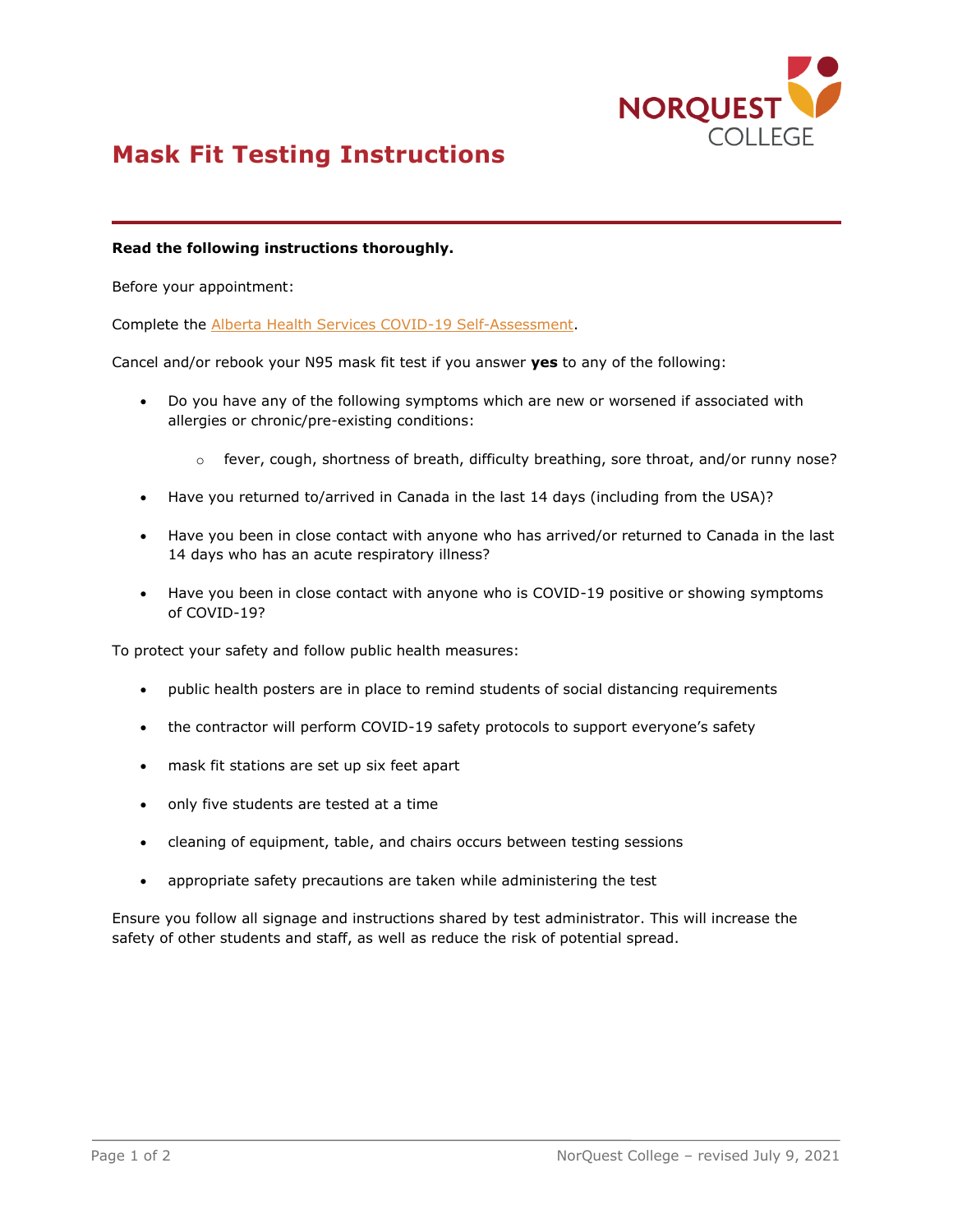# Mask Fit Testing Instructions

**Read the following instructions thoroughly.**

Before your appointment:

Complete the Alberta Health Services COVID-19 Self-Assessment.

Cancel and/or rebook your N95 mask fit test if you answer **yes** to any of the following:

- Do you have any of the following symptoms which are new or worsened if associated with allergies or chronic/pre-existing conditions:
  - fever, cough, shortness of breath, difficulty breathing, sore throat, and/or runny nose?
- Have you returned to/arrived in Canada in the last 14 days (including from the USA)?
- Have you been in close contact with anyone who has arrived/or returned to Canada in the last 14 days who has an acute respiratory illness?
- Have you been in close contact with anyone who is COVID-19 positive or showing symptoms of COVID-19?

To protect your safety and follow public health measures:

- public health posters are in place to remind students of social distancing requirements
- the contractor will perform COVID-19 safety protocols to support everyone's safety
- mask fit stations are set up six feet apart
- only five students are tested at a time
- cleaning of equipment, table, and chairs occurs between testing sessions
- appropriate safety precautions are taken while administering the test

Ensure you follow all signage and instructions shared by test administrator. This will increase the safety of other students and staff, as well as reduce the risk of potential spread.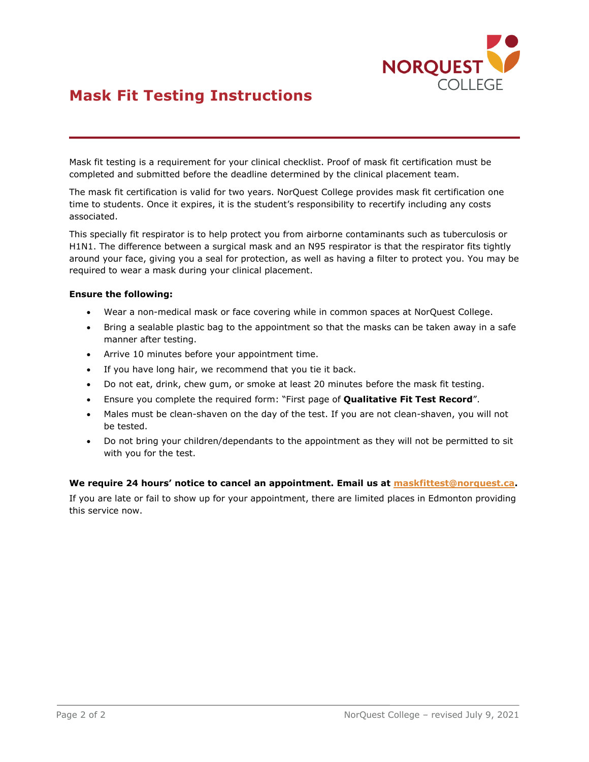# Mask Fit Testing Instructions

Mask fit testing is a requirement for your clinical checklist. Proof of mask fit certification must be completed and submitted before the deadline determined by the clinical placement team.

The mask fit certification is valid for two years. NorQuest College provides mask fit certification one time to students. Once it expires, it is the student's responsibility to recertify including any costs associated.

This specially fit respirator is to help protect you from airborne contaminants such as tuberculosis or H1N1. The difference between a surgical mask and an N95 respirator is that the respirator fits tightly around your face, giving you a seal for protection, as well as having a filter to protect you. You may be required to wear a mask during your clinical placement.

**Ensure the following:**

- Wear a non-medical mask or face covering while in common spaces at NorQuest College.
- Bring a sealable plastic bag to the appointment so that the masks can be taken away in a safe manner after testing.
- Arrive 10 minutes before your appointment time.
- If you have long hair, we recommend that you tie it back.
- Do not eat, drink, chew gum, or smoke at least 20 minutes before the mask fit testing.
- Ensure you complete the required form: "First page of **Qualitative Fit Test Record**".
- Males must be clean-shaven on the day of the test. If you are not clean-shaven, you will not be tested.
- Do not bring your children/dependants to the appointment as they will not be permitted to sit with you for the test.

**We require 24 hours' notice to cancel an appointment. Email us at maskfittest@norquest.ca.**

If you are late or fail to show up for your appointment, there are limited places in Edmonton providing this service now.